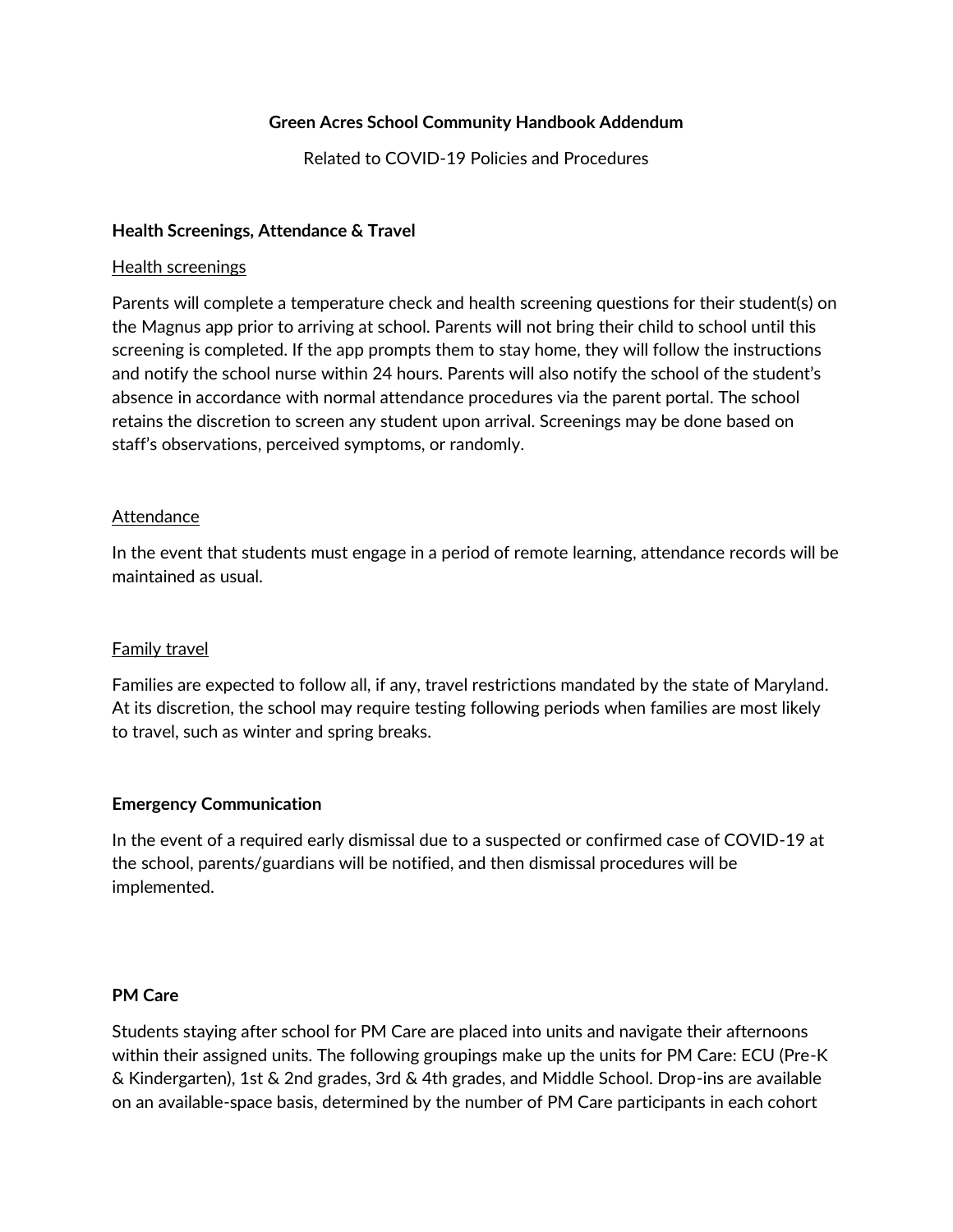# Green Acres School Community Handbook Addendum

Related to COVID-19 Policies and Procedures

## Health Screenings, Attendance & Travel

### Health screenings

Parents will complete a temperature check and health screening questions for their student(s) on the Magnus app prior to arriving at school. Parents will not bring their child to school until this screening is completed. If the app prompts them to stay home, they will follow the instructions and notify the school nurse within 24 hours. Parents will also notify the school of the student's absence in accordance with normal attendance procedures via the parent portal. The school retains the discretion to screen any student upon arrival. Screenings may be done based on staff's observations, perceived symptoms, or randomly.

### Attendance

In the event that students must engage in a period of remote learning, attendance records will be maintained as usual.

### Family travel

Families are expected to follow all, if any, travel restrictions mandated by the state of Maryland. At its discretion, the school may require testing following periods when families are most likely to travel, such as winter and spring breaks.

## Emergency Communication

In the event of a required early dismissal due to a suspected or confirmed case of COVID-19 at the school, parents/guardians will be notified, and then dismissal procedures will be implemented.

## PM Care

Students staying after school for PM Care are placed into units and navigate their afternoons within their assigned units. The following groupings make up the units for PM Care: ECU (Pre-K & Kindergarten), 1st & 2nd grades, 3rd & 4th grades, and Middle School. Drop-ins are available on an available-space basis, determined by the number of PM Care participants in each cohort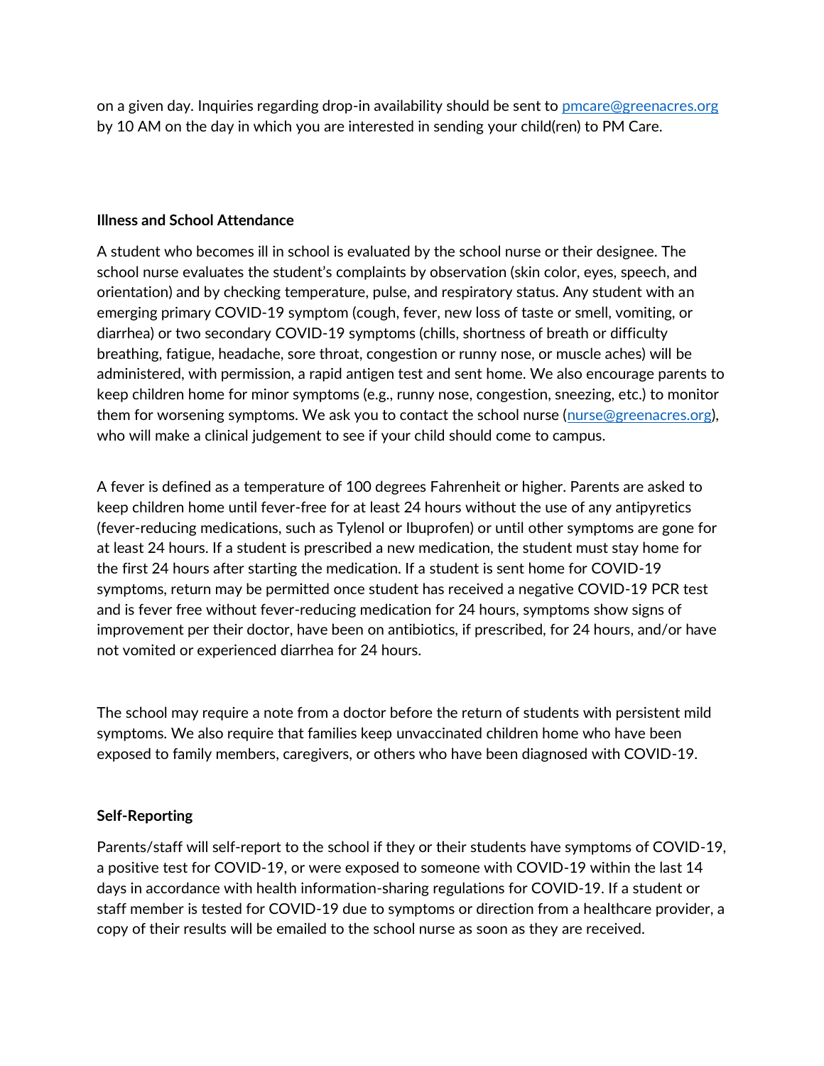on a given day. Inquiries regarding drop-in availability should be sent to [pmcare@greenacres.org](mailto:pmcare@greenacres.org) by 10 AM on the day in which you are interested in sending your child(ren) to PM Care.

**Illness and School Attendance**

A student who becomes ill in school is evaluated by the school nurse or their designee. The school nurse evaluates the student's complaints by observation (skin color, eyes, speech, and orientation) and by checking temperature, pulse, and respiratory status. Any student with an emerging primary COVID-19 symptom (cough, fever, new loss of taste or smell, vomiting, or diarrhea) or two secondary COVID-19 symptoms (chills, shortness of breath or difficulty breathing, fatigue, headache, sore throat, congestion or runny nose, or muscle aches) will be administered, with permission, a rapid antigen test and sent home. We also encourage parents to keep children home for minor symptoms (e.g., runny nose, congestion, sneezing, etc.) to monitor them for worsening symptoms. We ask you to contact the school nurse ([nurse@greenacres.org](mailto:nurse@greenacres.org)), who will make a clinical judgement to see if your child should come to campus.

A fever is defined as a temperature of 100 degrees Fahrenheit or higher. Parents are asked to keep children home until fever-free for at least 24 hours without the use of any antipyretics (fever-reducing medications, such as Tylenol or Ibuprofen) or until other symptoms are gone for at least 24 hours. If a student is prescribed a new medication, the student must stay home for the first 24 hours after starting the medication. If a student is sent home for COVID-19 symptoms, return may be permitted once student has received a negative COVID-19 PCR test and is fever free without fever-reducing medication for 24 hours, symptoms show signs of improvement per their doctor, have been on antibiotics, if prescribed, for 24 hours, and/or have not vomited or experienced diarrhea for 24 hours.

The school may require a note from a doctor before the return of students with persistent mild symptoms. We also require that families keep unvaccinated children home who have been exposed to family members, caregivers, or others who have been diagnosed with COVID-19.

**Self-Reporting**

Parents/staff will self-report to the school if they or their students have symptoms of COVID-19, a positive test for COVID-19, or were exposed to someone with COVID-19 within the last 14 days in accordance with health information-sharing regulations for COVID-19. If a student or staff member is tested for COVID-19 due to symptoms or direction from a healthcare provider, a copy of their results will be emailed to the school nurse as soon as they are received.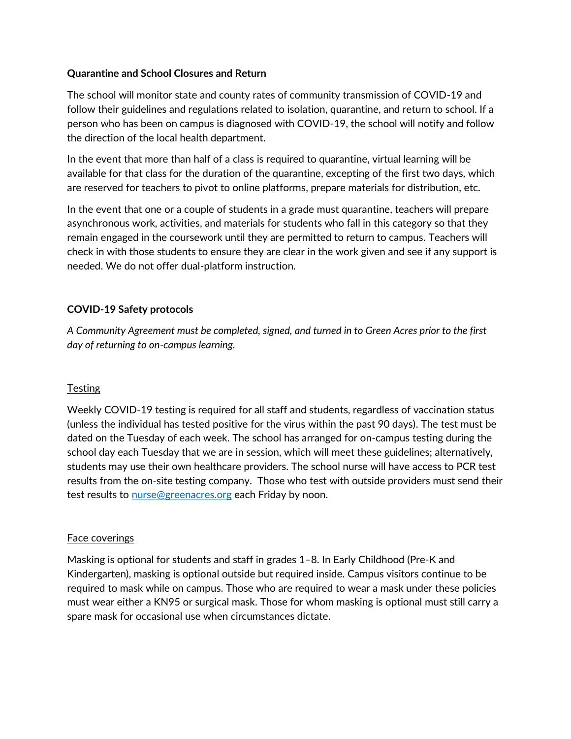**Quarantine and School Closures and Return**

The school will monitor state and county rates of community transmission of COVID-19 and follow their guidelines and regulations related to isolation, quarantine, and return to school. If a person who has been on campus is diagnosed with COVID-19, the school will notify and follow the direction of the local health department.

In the event that more than half of a class is required to quarantine, virtual learning will be available for that class for the duration of the quarantine, excepting of the first two days, which are reserved for teachers to pivot to online platforms, prepare materials for distribution, etc.

In the event that one or a couple of students in a grade must quarantine, teachers will prepare asynchronous work, activities, and materials for students who fall in this category so that they remain engaged in the coursework until they are permitted to return to campus. Teachers will check in with those students to ensure they are clear in the work given and see if any support is needed. We do not offer dual-platform instruction.

**COVID-19 Safety protocols**

*A Community Agreement must be completed, signed, and turned in to Green Acres prior to the first day of returning to on-campus learning.*

<u>Testing</u>

Weekly COVID-19 testing is required for all staff and students, regardless of vaccination status (unless the individual has tested positive for the virus within the past 90 days). The test must be dated on the Tuesday of each week. The school has arranged for on-campus testing during the school day each Tuesday that we are in session, which will meet these guidelines; alternatively, students may use their own healthcare providers. The school nurse will have access to PCR test results from the on-site testing company. Those who test with outside providers must send their test results to [nurse@greenacres.org](mailto:nurse@greenacres.org) each Friday by noon.

<u>Face coverings</u>

Masking is optional for students and staff in grades 1–8. In Early Childhood (Pre-K and Kindergarten), masking is optional outside but required inside. Campus visitors continue to be required to mask while on campus. Those who are required to wear a mask under these policies must wear either a KN95 or surgical mask. Those for whom masking is optional must still carry a spare mask for occasional use when circumstances dictate.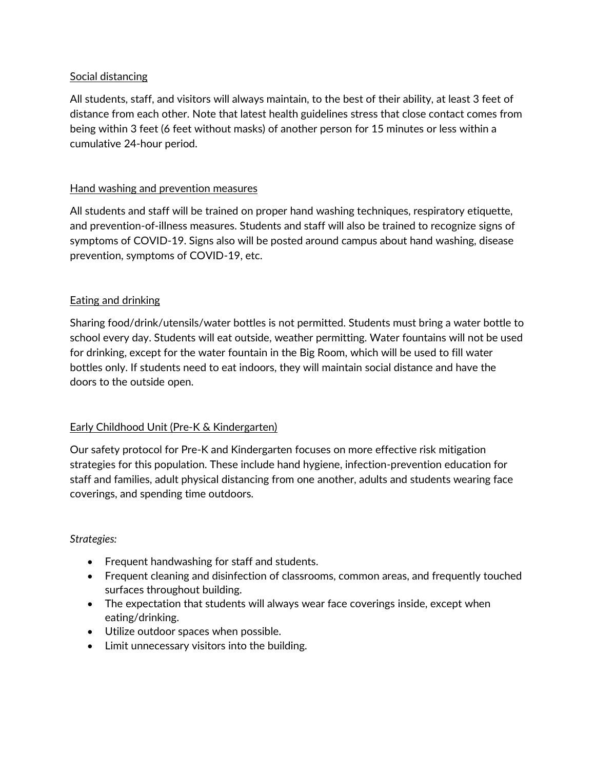<u>Social distancing</u>

All students, staff, and visitors will always maintain, to the best of their ability, at least 3 feet of distance from each other. Note that latest health guidelines stress that close contact comes from being within 3 feet (6 feet without masks) of another person for 15 minutes or less within a cumulative 24-hour period.

<u>Hand washing and prevention measures</u>

All students and staff will be trained on proper hand washing techniques, respiratory etiquette, and prevention-of-illness measures. Students and staff will also be trained to recognize signs of symptoms of COVID-19. Signs also will be posted around campus about hand washing, disease prevention, symptoms of COVID-19, etc.

<u>Eating and drinking</u>

Sharing food/drink/utensils/water bottles is not permitted. Students must bring a water bottle to school every day. Students will eat outside, weather permitting. Water fountains will not be used for drinking, except for the water fountain in the Big Room, which will be used to fill water bottles only. If students need to eat indoors, they will maintain social distance and have the doors to the outside open.

<u>Early Childhood Unit (Pre-K & Kindergarten)</u>

Our safety protocol for Pre-K and Kindergarten focuses on more effective risk mitigation strategies for this population. These include hand hygiene, infection-prevention education for staff and families, adult physical distancing from one another, adults and students wearing face coverings, and spending time outdoors.

*Strategies:*

- Frequent handwashing for staff and students.
- Frequent cleaning and disinfection of classrooms, common areas, and frequently touched surfaces throughout building.
- The expectation that students will always wear face coverings inside, except when eating/drinking.
- Utilize outdoor spaces when possible.
- Limit unnecessary visitors into the building.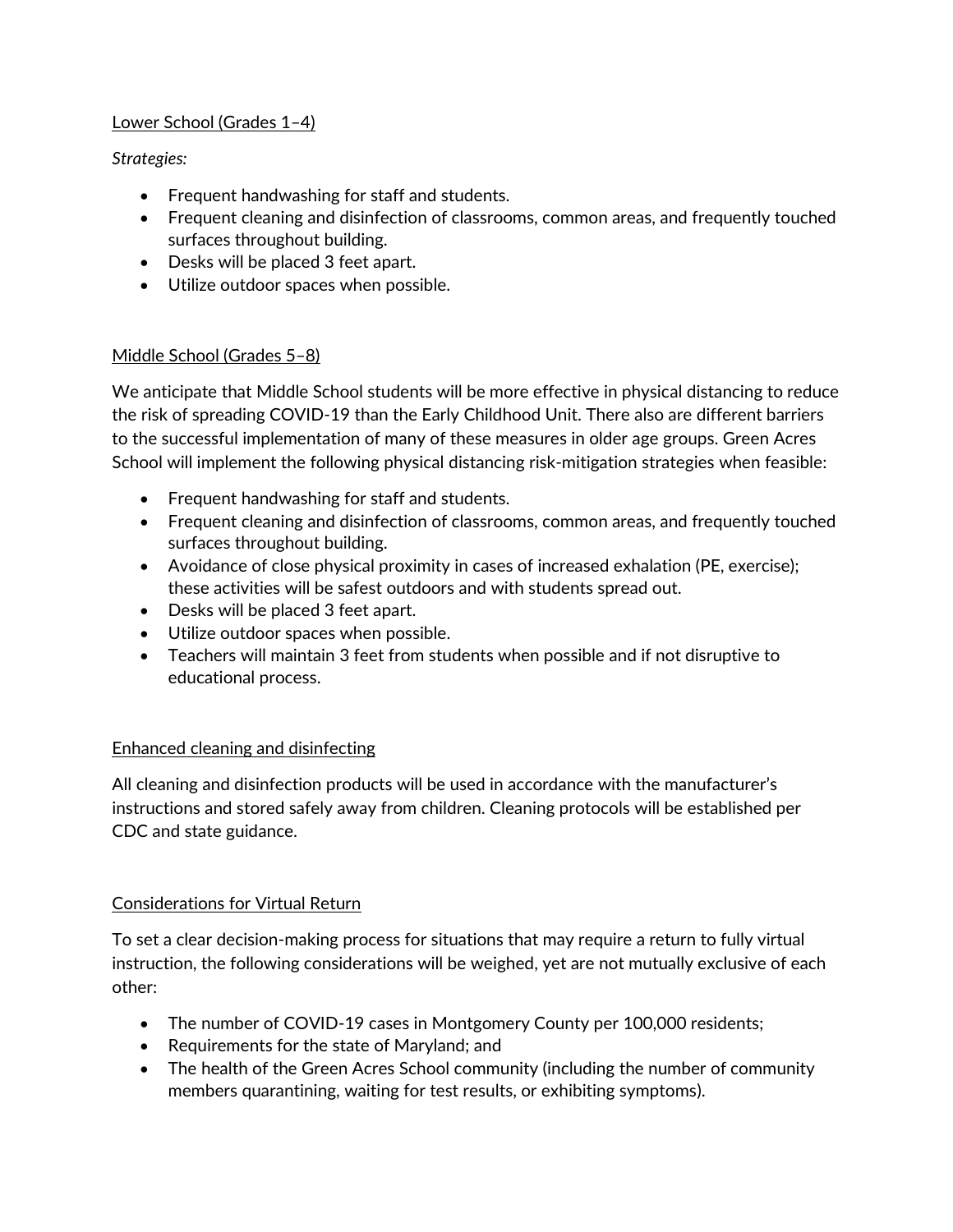## Lower School (Grades 1–4)

*Strategies:*

- Frequent handwashing for staff and students.
- Frequent cleaning and disinfection of classrooms, common areas, and frequently touched surfaces throughout building.
- Desks will be placed 3 feet apart.
- Utilize outdoor spaces when possible.

## Middle School (Grades 5–8)

We anticipate that Middle School students will be more effective in physical distancing to reduce the risk of spreading COVID-19 than the Early Childhood Unit. There also are different barriers to the successful implementation of many of these measures in older age groups. Green Acres School will implement the following physical distancing risk-mitigation strategies when feasible:

- Frequent handwashing for staff and students.
- Frequent cleaning and disinfection of classrooms, common areas, and frequently touched surfaces throughout building.
- Avoidance of close physical proximity in cases of increased exhalation (PE, exercise); these activities will be safest outdoors and with students spread out.
- Desks will be placed 3 feet apart.
- Utilize outdoor spaces when possible.
- Teachers will maintain 3 feet from students when possible and if not disruptive to educational process.

## Enhanced cleaning and disinfecting

All cleaning and disinfection products will be used in accordance with the manufacturer's instructions and stored safely away from children. Cleaning protocols will be established per CDC and state guidance.

## Considerations for Virtual Return

To set a clear decision-making process for situations that may require a return to fully virtual instruction, the following considerations will be weighed, yet are not mutually exclusive of each other:

- The number of COVID-19 cases in Montgomery County per 100,000 residents;
- Requirements for the state of Maryland; and
- The health of the Green Acres School community (including the number of community members quarantining, waiting for test results, or exhibiting symptoms).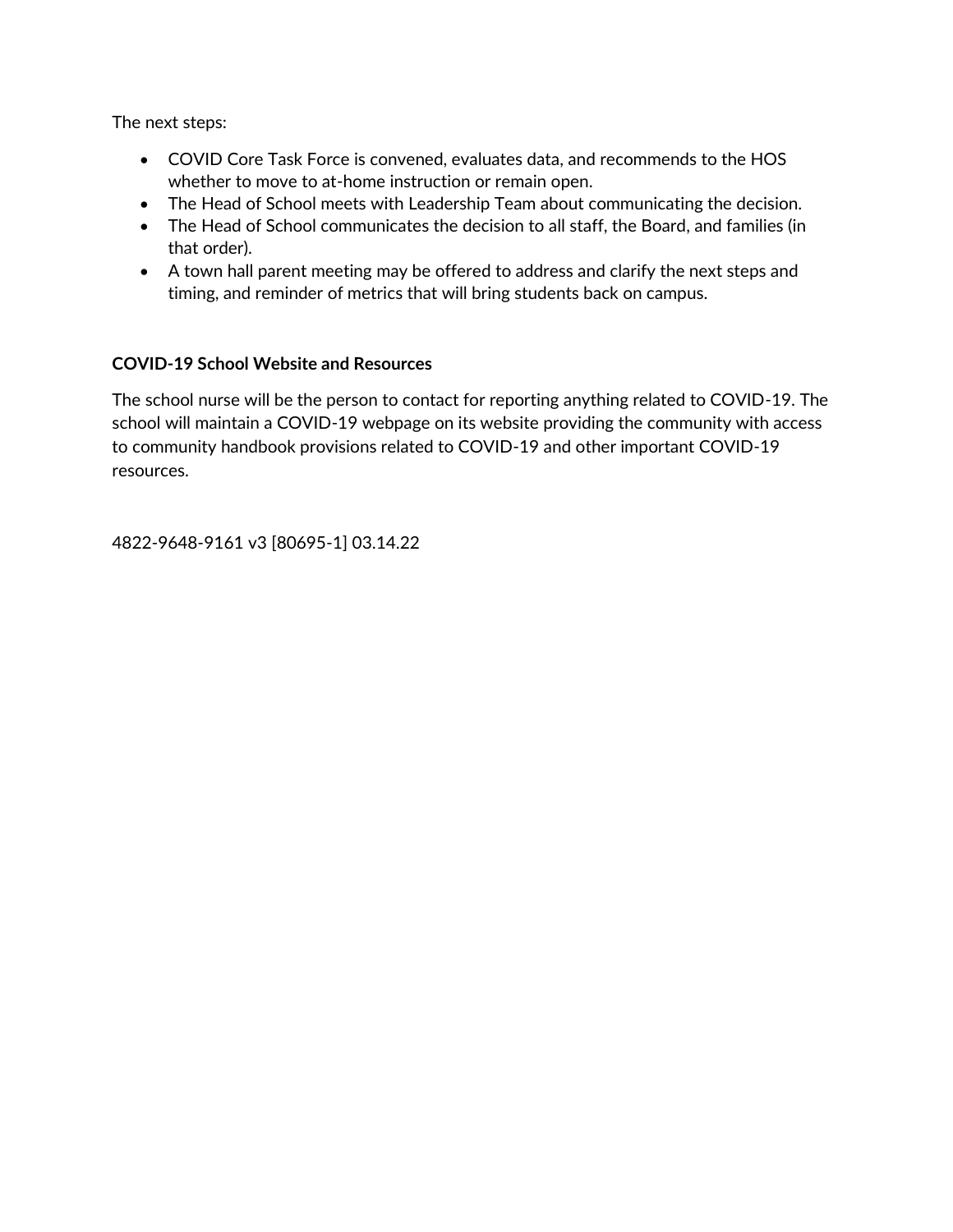The next steps:

- COVID Core Task Force is convened, evaluates data, and recommends to the HOS whether to move to at-home instruction or remain open.
- The Head of School meets with Leadership Team about communicating the decision.
- The Head of School communicates the decision to all staff, the Board, and families (in that order).
- A town hall parent meeting may be offered to address and clarify the next steps and timing, and reminder of metrics that will bring students back on campus.

**COVID-19 School Website and Resources**

The school nurse will be the person to contact for reporting anything related to COVID-19. The school will maintain a COVID-19 webpage on its website providing the community with access to community handbook provisions related to COVID-19 and other important COVID-19 resources.

4822-9648-9161 v3 [80695-1] 03.14.22